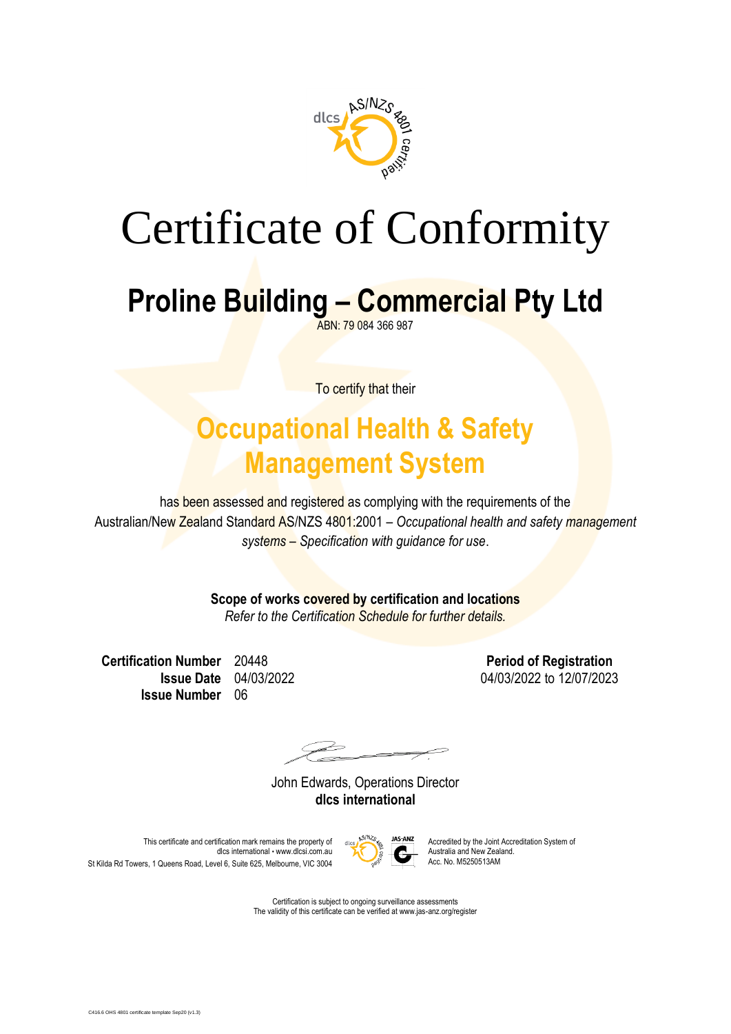# Certificate of Conformity

## Proline Building – Commercial Pty Ltd

ABN: 79 084 366 987

To certify that their

## Occupational Health & Safety Management System

has been assessed and registered as complying with the requirements of the Australian/New Zealand Standard AS/NZS 4801:2001 – *Occupational health and safety management systems – Specification with guidance for use*.

**Scope of works covered by certification and locations**
*Refer to the Certification Schedule for further details.*

**Certification Number** 20448
**Issue Date** 04/03/2022
**Issue Number** 06

**Period of Registration**
04/03/2022 to 12/07/2023

John Edwards, Operations Director
**dlcs international**

This certificate and certification mark remains the property of dlcs international • www.dlcsi.com.au
St Kilda Rd Towers, 1 Queens Road, Level 6, Suite 625, Melbourne, VIC 3004

Accredited by the Joint Accreditation System of Australia and New Zealand.
Acc. No. M5250513AM

Certification is subject to ongoing surveillance assessments
The validity of this certificate can be verified at www.jas-anz.org/register

C416.6 OHS 4801 certificate template Sep20 (v1.3)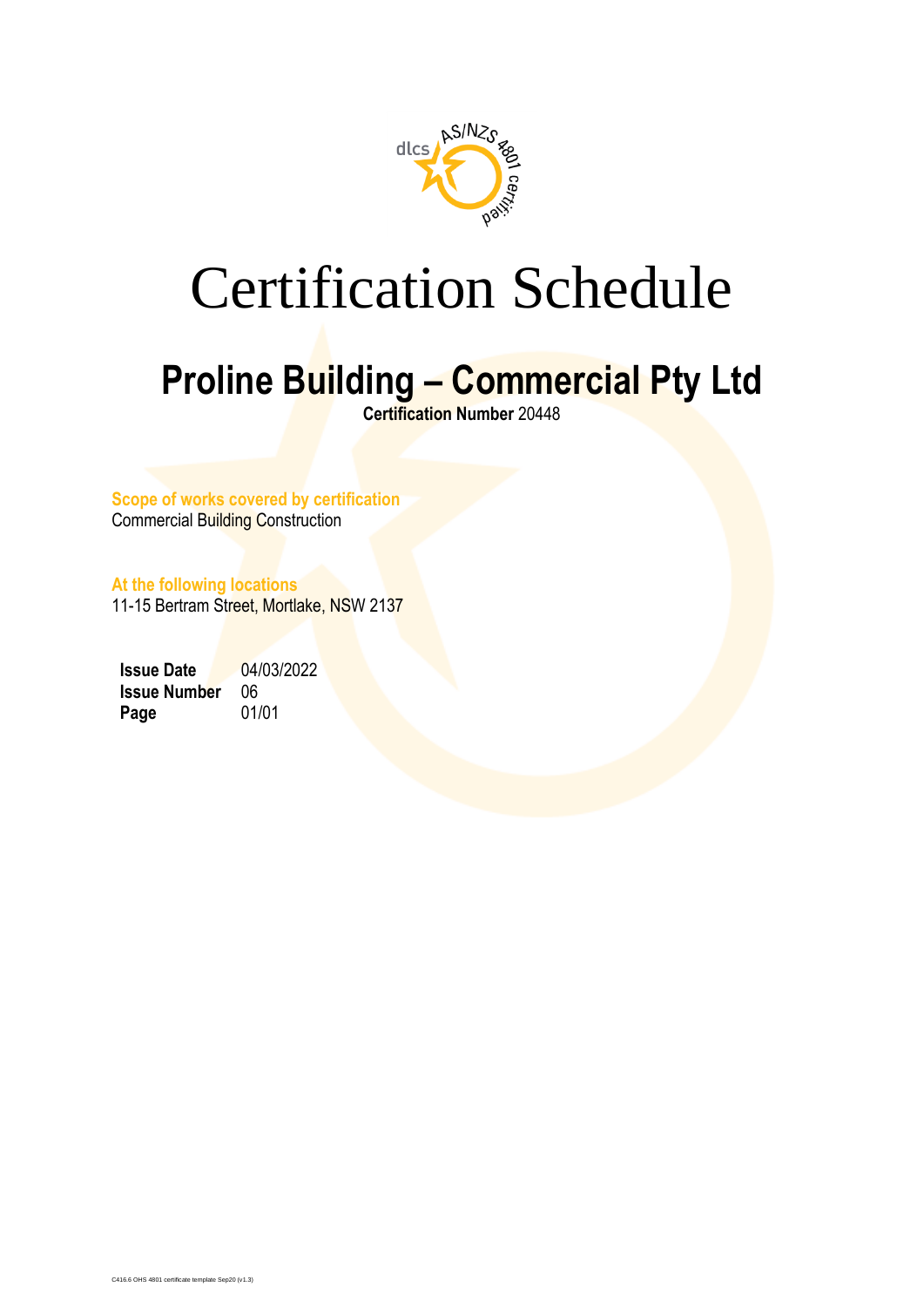# Certification Schedule

## Proline Building – Commercial Pty Ltd

**Certification Number** 20448

**Scope of works covered by certification**
Commercial Building Construction

**At the following locations**
11-15 Bertram Street, Mortlake, NSW 2137

| | |
|---|---|
| **Issue Date** | 04/03/2022 |
| **Issue Number** | 06 |
| **Page** | 01/01 |

C416.6 OHS 4801 certificate template Sep20 (v1.3)